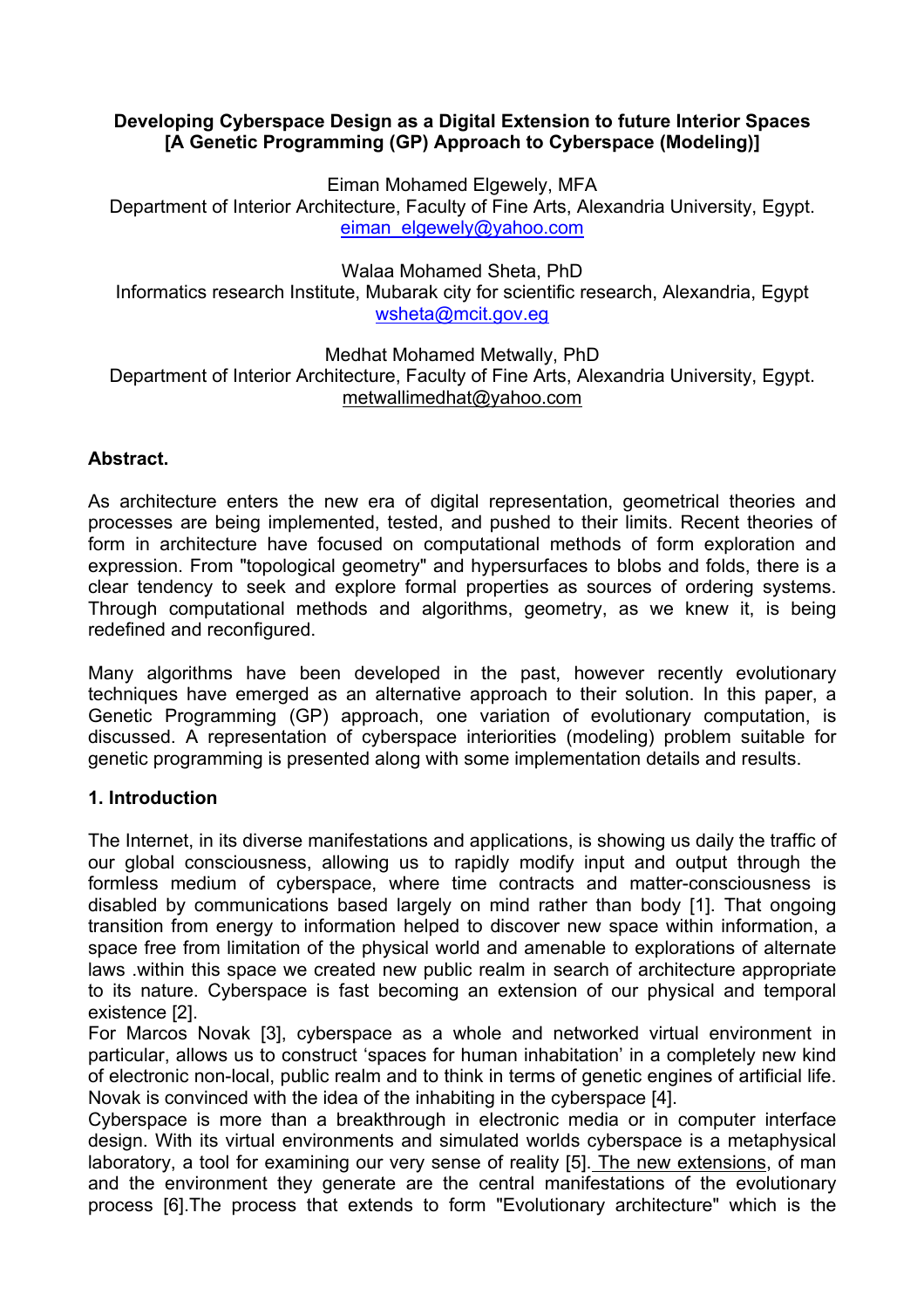**Developing Cyberspace Design as a Digital Extension to future Interior Spaces**
**[A Genetic Programming (GP) Approach to Cyberspace (Modeling)]**

Eiman Mohamed Elgewely, MFA
Department of Interior Architecture, Faculty of Fine Arts, Alexandria University, Egypt.
eiman_elgewely@yahoo.com

Walaa Mohamed Sheta, PhD
Informatics research Institute, Mubarak city for scientific research, Alexandria, Egypt
wsheta@mcit.gov.eg

Medhat Mohamed Metwally, PhD
Department of Interior Architecture, Faculty of Fine Arts, Alexandria University, Egypt.
metwallimedhat@yahoo.com

**Abstract.**

As architecture enters the new era of digital representation, geometrical theories and processes are being implemented, tested, and pushed to their limits. Recent theories of form in architecture have focused on computational methods of form exploration and expression. From "topological geometry" and hypersurfaces to blobs and folds, there is a clear tendency to seek and explore formal properties as sources of ordering systems. Through computational methods and algorithms, geometry, as we knew it, is being redefined and reconfigured.

Many algorithms have been developed in the past, however recently evolutionary techniques have emerged as an alternative approach to their solution. In this paper, a Genetic Programming (GP) approach, one variation of evolutionary computation, is discussed. A representation of cyberspace interiorities (modeling) problem suitable for genetic programming is presented along with some implementation details and results.

**1. Introduction**

The Internet, in its diverse manifestations and applications, is showing us daily the traffic of our global consciousness, allowing us to rapidly modify input and output through the formless medium of cyberspace, where time contracts and matter-consciousness is disabled by communications based largely on mind rather than body [1]. That ongoing transition from energy to information helped to discover new space within information, a space free from limitation of the physical world and amenable to explorations of alternate laws .within this space we created new public realm in search of architecture appropriate to its nature. Cyberspace is fast becoming an extension of our physical and temporal existence [2].
For Marcos Novak [3], cyberspace as a whole and networked virtual environment in particular, allows us to construct 'spaces for human inhabitation' in a completely new kind of electronic non-local, public realm and to think in terms of genetic engines of artificial life. Novak is convinced with the idea of the inhabiting in the cyberspace [4].
Cyberspace is more than a breakthrough in electronic media or in computer interface design. With its virtual environments and simulated worlds cyberspace is a metaphysical laboratory, a tool for examining our very sense of reality [5]. The new extensions, of man and the environment they generate are the central manifestations of the evolutionary process [6].The process that extends to form "Evolutionary architecture" which is the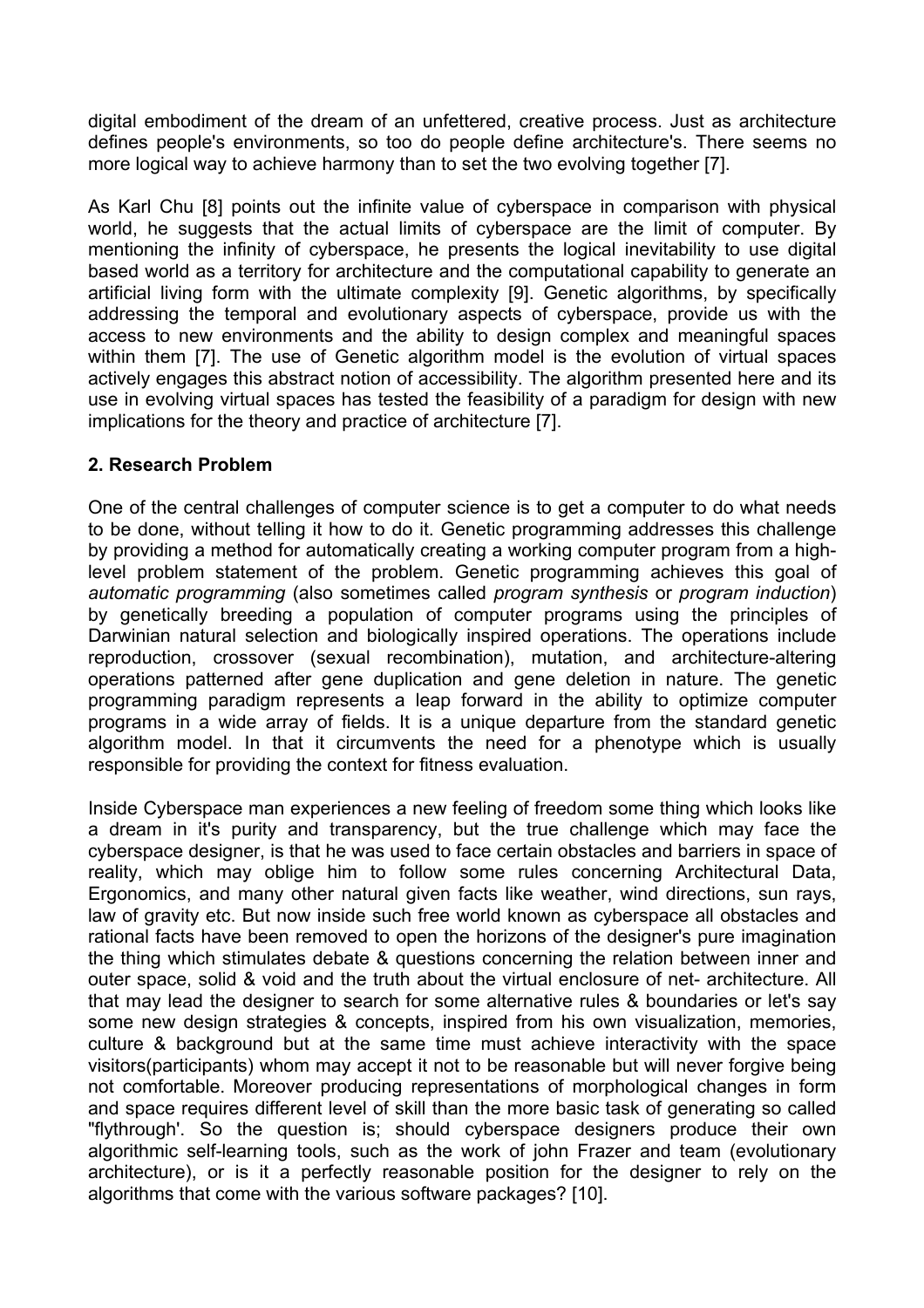digital embodiment of the dream of an unfettered, creative process. Just as architecture defines people's environments, so too do people define architecture's. There seems no more logical way to achieve harmony than to set the two evolving together [7].

As Karl Chu [8] points out the infinite value of cyberspace in comparison with physical world, he suggests that the actual limits of cyberspace are the limit of computer. By mentioning the infinity of cyberspace, he presents the logical inevitability to use digital based world as a territory for architecture and the computational capability to generate an artificial living form with the ultimate complexity [9]. Genetic algorithms, by specifically addressing the temporal and evolutionary aspects of cyberspace, provide us with the access to new environments and the ability to design complex and meaningful spaces within them [7]. The use of Genetic algorithm model is the evolution of virtual spaces actively engages this abstract notion of accessibility. The algorithm presented here and its use in evolving virtual spaces has tested the feasibility of a paradigm for design with new implications for the theory and practice of architecture [7].

## 2. Research Problem

One of the central challenges of computer science is to get a computer to do what needs to be done, without telling it how to do it. Genetic programming addresses this challenge by providing a method for automatically creating a working computer program from a high-level problem statement of the problem. Genetic programming achieves this goal of *automatic programming* (also sometimes called *program synthesis* or *program induction*) by genetically breeding a population of computer programs using the principles of Darwinian natural selection and biologically inspired operations. The operations include reproduction, crossover (sexual recombination), mutation, and architecture-altering operations patterned after gene duplication and gene deletion in nature. The genetic programming paradigm represents a leap forward in the ability to optimize computer programs in a wide array of fields. It is a unique departure from the standard genetic algorithm model. In that it circumvents the need for a phenotype which is usually responsible for providing the context for fitness evaluation.

Inside Cyberspace man experiences a new feeling of freedom some thing which looks like a dream in it's purity and transparency, but the true challenge which may face the cyberspace designer, is that he was used to face certain obstacles and barriers in space of reality, which may oblige him to follow some rules concerning Architectural Data, Ergonomics, and many other natural given facts like weather, wind directions, sun rays, law of gravity etc. But now inside such free world known as cyberspace all obstacles and rational facts have been removed to open the horizons of the designer's pure imagination the thing which stimulates debate & questions concerning the relation between inner and outer space, solid & void and the truth about the virtual enclosure of net- architecture. All that may lead the designer to search for some alternative rules & boundaries or let's say some new design strategies & concepts, inspired from his own visualization, memories, culture & background but at the same time must achieve interactivity with the space visitors(participants) whom may accept it not to be reasonable but will never forgive being not comfortable. Moreover producing representations of morphological changes in form and space requires different level of skill than the more basic task of generating so called "flythrough'. So the question is; should cyberspace designers produce their own algorithmic self-learning tools, such as the work of john Frazer and team (evolutionary architecture), or is it a perfectly reasonable position for the designer to rely on the algorithms that come with the various software packages? [10].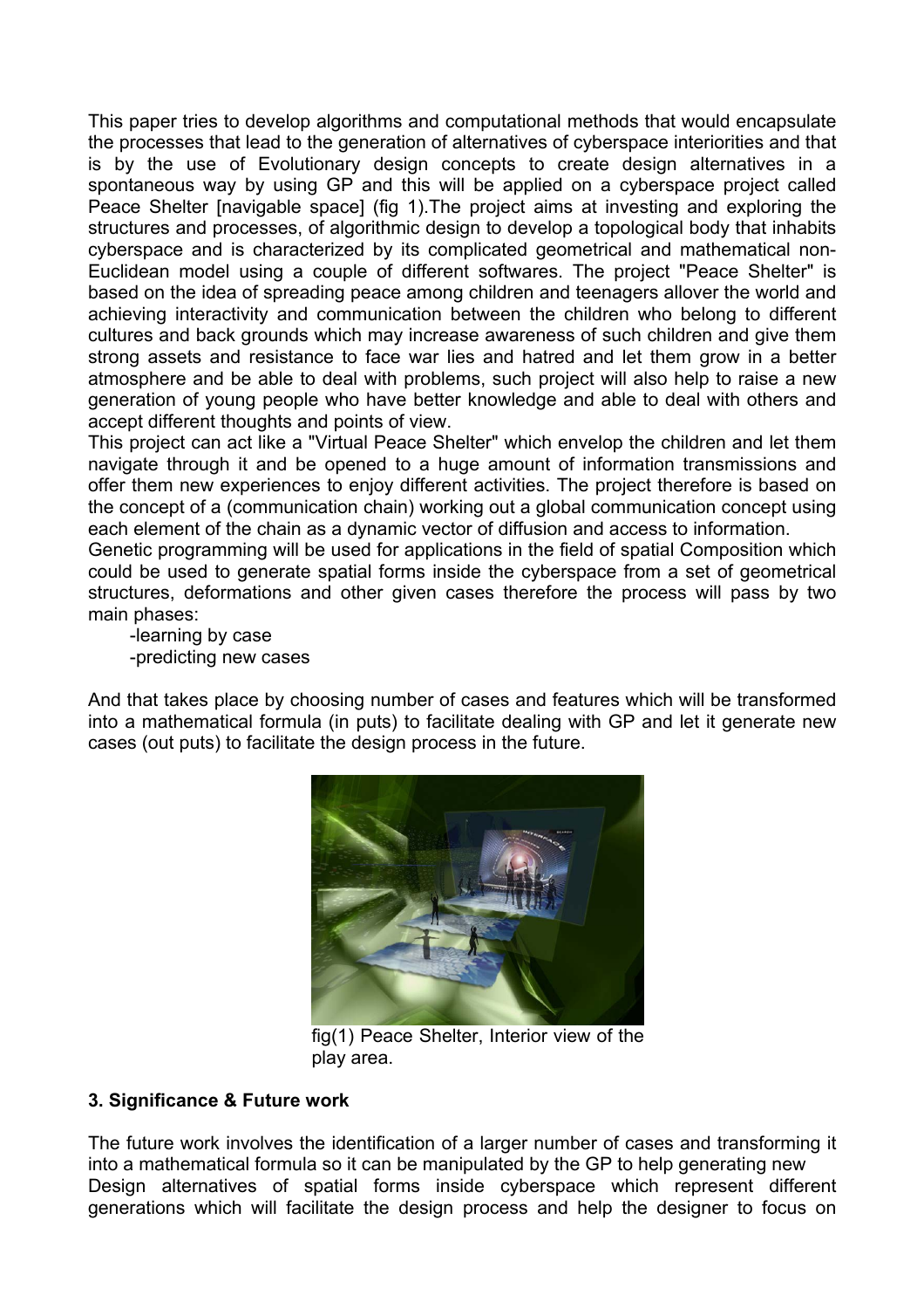This paper tries to develop algorithms and computational methods that would encapsulate the processes that lead to the generation of alternatives of cyberspace interiorities and that is by the use of Evolutionary design concepts to create design alternatives in a spontaneous way by using GP and this will be applied on a cyberspace project called Peace Shelter [navigable space] (fig 1).The project aims at investing and exploring the structures and processes, of algorithmic design to develop a topological body that inhabits cyberspace and is characterized by its complicated geometrical and mathematical non-Euclidean model using a couple of different softwares. The project "Peace Shelter" is based on the idea of spreading peace among children and teenagers allover the world and achieving interactivity and communication between the children who belong to different cultures and back grounds which may increase awareness of such children and give them strong assets and resistance to face war lies and hatred and let them grow in a better atmosphere and be able to deal with problems, such project will also help to raise a new generation of young people who have better knowledge and able to deal with others and accept different thoughts and points of view.

This project can act like a "Virtual Peace Shelter" which envelop the children and let them navigate through it and be opened to a huge amount of information transmissions and offer them new experiences to enjoy different activities. The project therefore is based on the concept of a (communication chain) working out a global communication concept using each element of the chain as a dynamic vector of diffusion and access to information.

Genetic programming will be used for applications in the field of spatial Composition which could be used to generate spatial forms inside the cyberspace from a set of geometrical structures, deformations and other given cases therefore the process will pass by two main phases:

-learning by case
-predicting new cases

And that takes place by choosing number of cases and features which will be transformed into a mathematical formula (in puts) to facilitate dealing with GP and let it generate new cases (out puts) to facilitate the design process in the future.

fig(1) Peace Shelter, Interior view of the play area.

### 3. Significance & Future work

The future work involves the identification of a larger number of cases and transforming it into a mathematical formula so it can be manipulated by the GP to help generating new Design alternatives of spatial forms inside cyberspace which represent different generations which will facilitate the design process and help the designer to focus on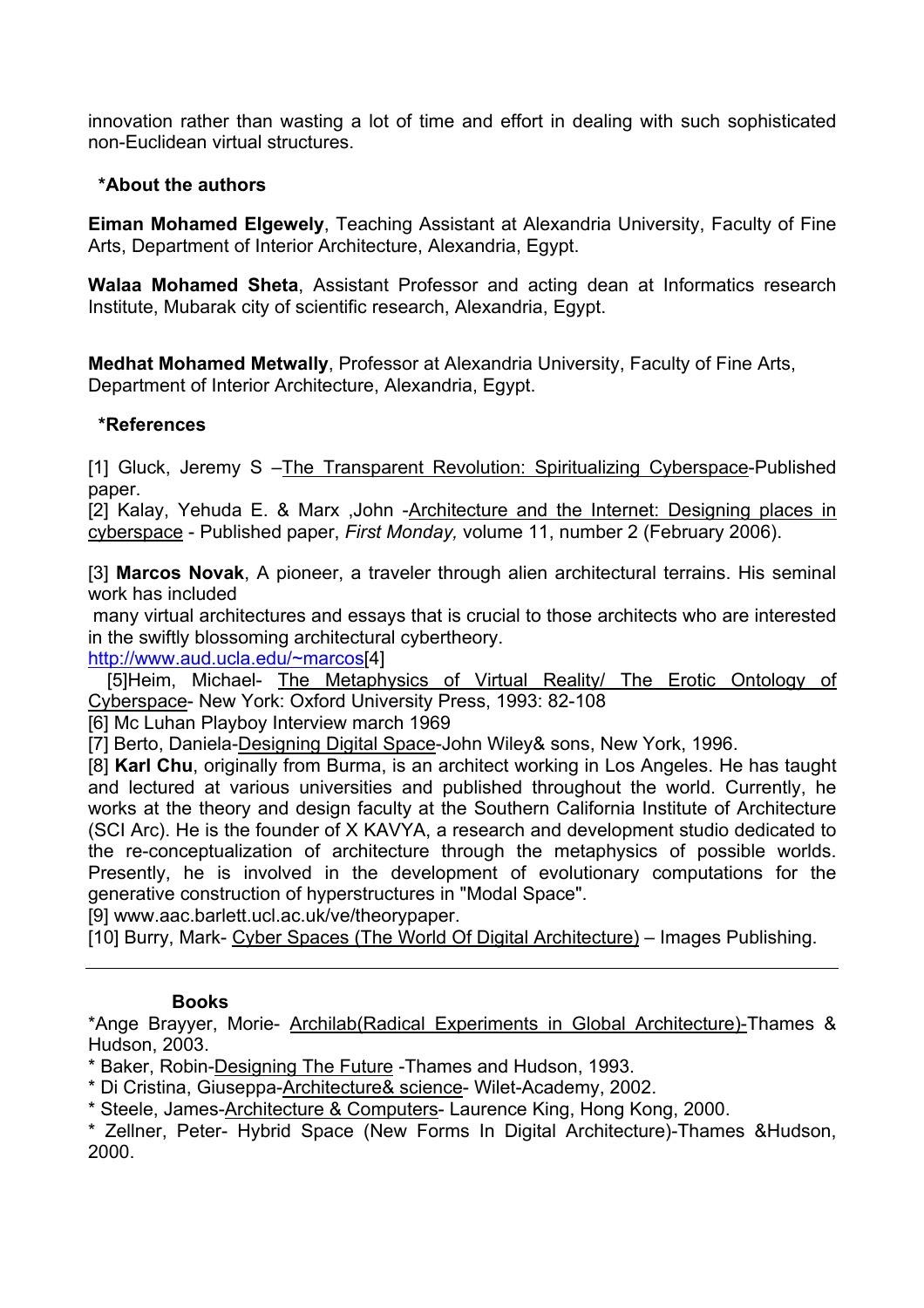innovation rather than wasting a lot of time and effort in dealing with such sophisticated non-Euclidean virtual structures.

### *About the authors

**Eiman Mohamed Elgewely**, Teaching Assistant at Alexandria University, Faculty of Fine Arts, Department of Interior Architecture, Alexandria, Egypt.

**Walaa Mohamed Sheta**, Assistant Professor and acting dean at Informatics research Institute, Mubarak city of scientific research, Alexandria, Egypt.

**Medhat Mohamed Metwally**, Professor at Alexandria University, Faculty of Fine Arts, Department of Interior Architecture, Alexandria, Egypt.

### *References

[1] Gluck, Jeremy S –The Transparent Revolution: Spiritualizing Cyberspace-Published paper.
[2] Kalay, Yehuda E. & Marx ,John -Architecture and the Internet: Designing places in cyberspace - Published paper, *First Monday,* volume 11, number 2 (February 2006).

[3] **Marcos Novak**, A pioneer, a traveler through alien architectural terrains. His seminal work has included
many virtual architectures and essays that is crucial to those architects who are interested in the swiftly blossoming architectural cybertheory.
http://www.aud.ucla.edu/~marcos[4]
[5]Heim, Michael- The Metaphysics of Virtual Reality/ The Erotic Ontology of Cyberspace- New York: Oxford University Press, 1993: 82-108
[6] Mc Luhan Playboy Interview march 1969
[7] Berto, Daniela-Designing Digital Space-John Wiley& sons, New York, 1996.
[8] **Karl Chu**, originally from Burma, is an architect working in Los Angeles. He has taught and lectured at various universities and published throughout the world. Currently, he works at the theory and design faculty at the Southern California Institute of Architecture (SCI Arc). He is the founder of X KAVYA, a research and development studio dedicated to the re-conceptualization of architecture through the metaphysics of possible worlds. Presently, he is involved in the development of evolutionary computations for the generative construction of hyperstructures in "Modal Space".
[9] www.aac.barlett.ucl.ac.uk/ve/theorypaper.
[10] Burry, Mark- Cyber Spaces (The World Of Digital Architecture) – Images Publishing.

---

### Books

*Ange Brayyer, Morie- Archilab(Radical Experiments in Global Architecture)-Thames & Hudson, 2003.
* Baker, Robin-Designing The Future -Thames and Hudson, 1993.
* Di Cristina, Giuseppa-Architecture& science- Wilet-Academy, 2002.
* Steele, James-Architecture & Computers- Laurence King, Hong Kong, 2000.
* Zellner, Peter- Hybrid Space (New Forms In Digital Architecture)-Thames &Hudson, 2000.